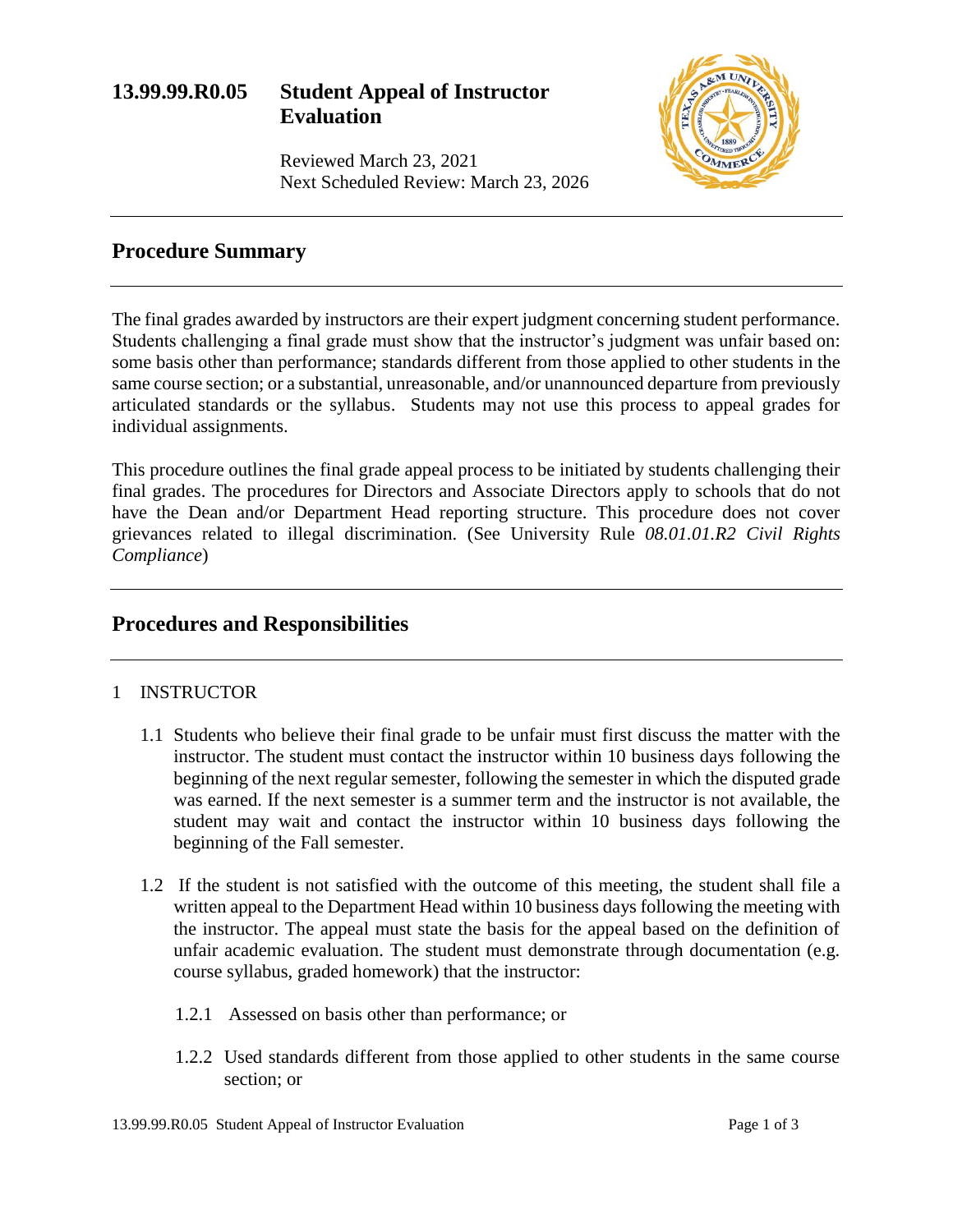# 13.99.99.R0.05 Student Appeal of Instructor Evaluation

Reviewed March 23, 2021
Next Scheduled Review: March 23, 2026

## Procedure Summary

The final grades awarded by instructors are their expert judgment concerning student performance. Students challenging a final grade must show that the instructor's judgment was unfair based on: some basis other than performance; standards different from those applied to other students in the same course section; or a substantial, unreasonable, and/or unannounced departure from previously articulated standards or the syllabus. Students may not use this process to appeal grades for individual assignments.

This procedure outlines the final grade appeal process to be initiated by students challenging their final grades. The procedures for Directors and Associate Directors apply to schools that do not have the Dean and/or Department Head reporting structure. This procedure does not cover grievances related to illegal discrimination. (See University Rule *08.01.01.R2 Civil Rights Compliance*)

## Procedures and Responsibilities

1 INSTRUCTOR

1.1 Students who believe their final grade to be unfair must first discuss the matter with the instructor. The student must contact the instructor within 10 business days following the beginning of the next regular semester, following the semester in which the disputed grade was earned. If the next semester is a summer term and the instructor is not available, the student may wait and contact the instructor within 10 business days following the beginning of the Fall semester.

1.2 If the student is not satisfied with the outcome of this meeting, the student shall file a written appeal to the Department Head within 10 business days following the meeting with the instructor. The appeal must state the basis for the appeal based on the definition of unfair academic evaluation. The student must demonstrate through documentation (e.g. course syllabus, graded homework) that the instructor:

1.2.1 Assessed on basis other than performance; or

1.2.2 Used standards different from those applied to other students in the same course section; or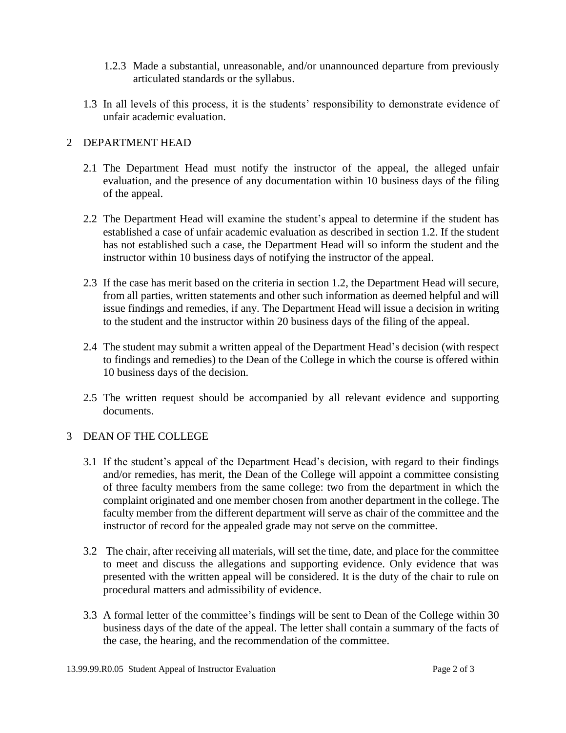1.2.3 Made a substantial, unreasonable, and/or unannounced departure from previously articulated standards or the syllabus.

1.3 In all levels of this process, it is the students' responsibility to demonstrate evidence of unfair academic evaluation.

## 2 DEPARTMENT HEAD

2.1 The Department Head must notify the instructor of the appeal, the alleged unfair evaluation, and the presence of any documentation within 10 business days of the filing of the appeal.

2.2 The Department Head will examine the student's appeal to determine if the student has established a case of unfair academic evaluation as described in section 1.2. If the student has not established such a case, the Department Head will so inform the student and the instructor within 10 business days of notifying the instructor of the appeal.

2.3 If the case has merit based on the criteria in section 1.2, the Department Head will secure, from all parties, written statements and other such information as deemed helpful and will issue findings and remedies, if any. The Department Head will issue a decision in writing to the student and the instructor within 20 business days of the filing of the appeal.

2.4 The student may submit a written appeal of the Department Head's decision (with respect to findings and remedies) to the Dean of the College in which the course is offered within 10 business days of the decision.

2.5 The written request should be accompanied by all relevant evidence and supporting documents.

## 3 DEAN OF THE COLLEGE

3.1 If the student's appeal of the Department Head's decision, with regard to their findings and/or remedies, has merit, the Dean of the College will appoint a committee consisting of three faculty members from the same college: two from the department in which the complaint originated and one member chosen from another department in the college. The faculty member from the different department will serve as chair of the committee and the instructor of record for the appealed grade may not serve on the committee.

3.2 The chair, after receiving all materials, will set the time, date, and place for the committee to meet and discuss the allegations and supporting evidence. Only evidence that was presented with the written appeal will be considered. It is the duty of the chair to rule on procedural matters and admissibility of evidence.

3.3 A formal letter of the committee's findings will be sent to Dean of the College within 30 business days of the date of the appeal. The letter shall contain a summary of the facts of the case, the hearing, and the recommendation of the committee.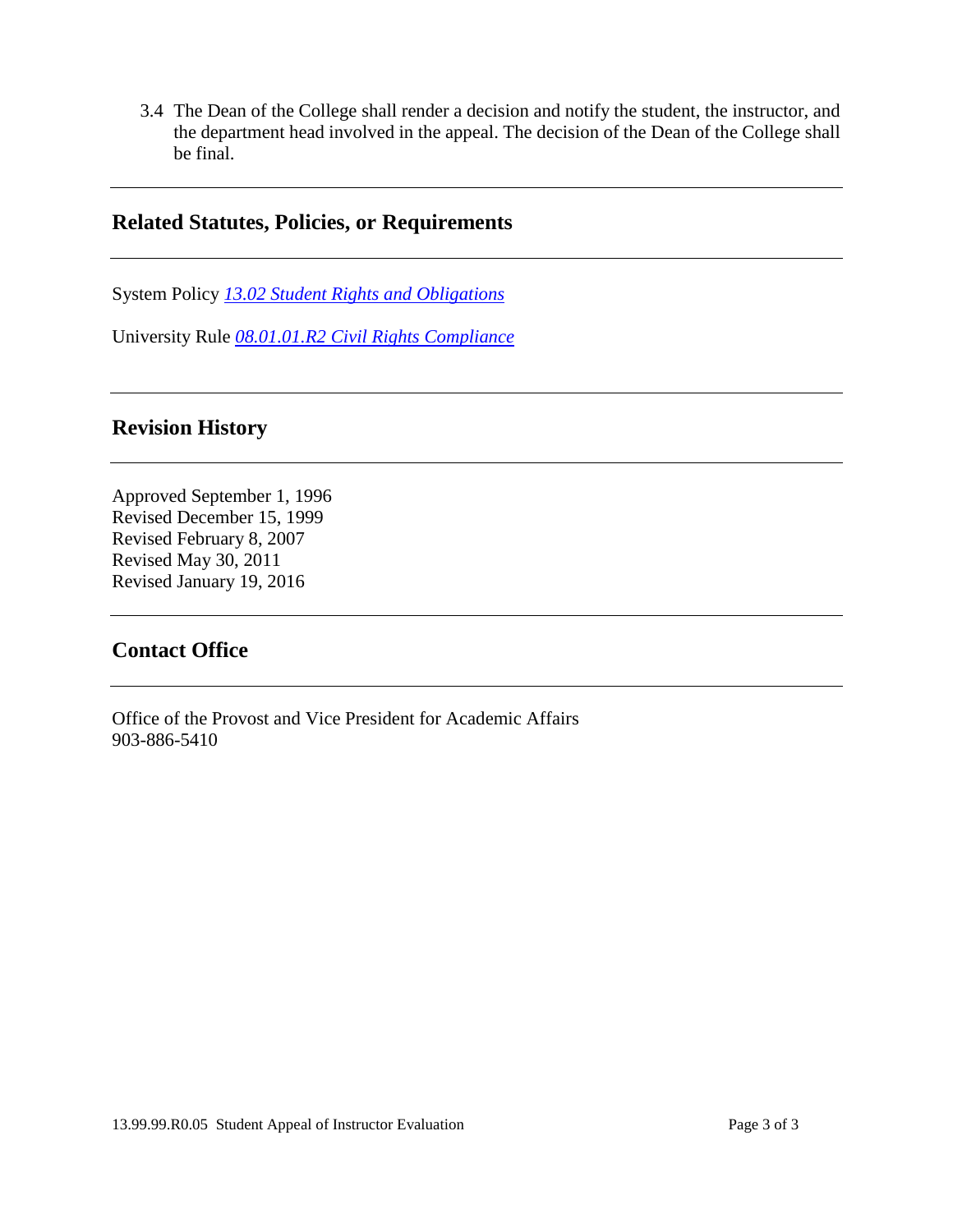3.4 The Dean of the College shall render a decision and notify the student, the instructor, and the department head involved in the appeal. The decision of the Dean of the College shall be final.

## Related Statutes, Policies, or Requirements

System Policy *13.02 Student Rights and Obligations*

University Rule *08.01.01.R2 Civil Rights Compliance*

## Revision History

Approved September 1, 1996
Revised December 15, 1999
Revised February 8, 2007
Revised May 30, 2011
Revised January 19, 2016

## Contact Office

Office of the Provost and Vice President for Academic Affairs
903-886-5410